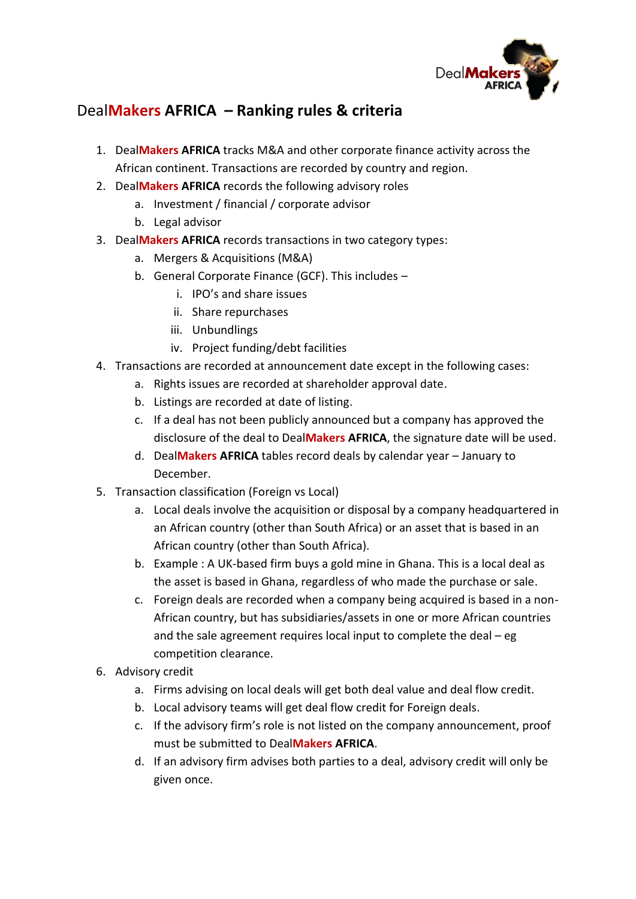# Deal**Makers** **AFRICA** – Ranking rules & criteria

1. Deal**Makers** **AFRICA** tracks M&A and other corporate finance activity across the African continent. Transactions are recorded by country and region.
2. Deal**Makers** **AFRICA** records the following advisory roles
   a. Investment / financial / corporate advisor
   b. Legal advisor
3. Deal**Makers** **AFRICA** records transactions in two category types:
   a. Mergers & Acquisitions (M&A)
   b. General Corporate Finance (GCF). This includes –
      i. IPO's and share issues
      ii. Share repurchases
      iii. Unbundlings
      iv. Project funding/debt facilities
4. Transactions are recorded at announcement date except in the following cases:
   a. Rights issues are recorded at shareholder approval date.
   b. Listings are recorded at date of listing.
   c. If a deal has not been publicly announced but a company has approved the disclosure of the deal to Deal**Makers** **AFRICA**, the signature date will be used.
   d. Deal**Makers** **AFRICA** tables record deals by calendar year – January to December.
5. Transaction classification (Foreign vs Local)
   a. Local deals involve the acquisition or disposal by a company headquartered in an African country (other than South Africa) or an asset that is based in an African country (other than South Africa).
   b. Example : A UK-based firm buys a gold mine in Ghana. This is a local deal as the asset is based in Ghana, regardless of who made the purchase or sale.
   c. Foreign deals are recorded when a company being acquired is based in a non-African country, but has subsidiaries/assets in one or more African countries and the sale agreement requires local input to complete the deal – eg competition clearance.
6. Advisory credit
   a. Firms advising on local deals will get both deal value and deal flow credit.
   b. Local advisory teams will get deal flow credit for Foreign deals.
   c. If the advisory firm's role is not listed on the company announcement, proof must be submitted to Deal**Makers** **AFRICA**.
   d. If an advisory firm advises both parties to a deal, advisory credit will only be given once.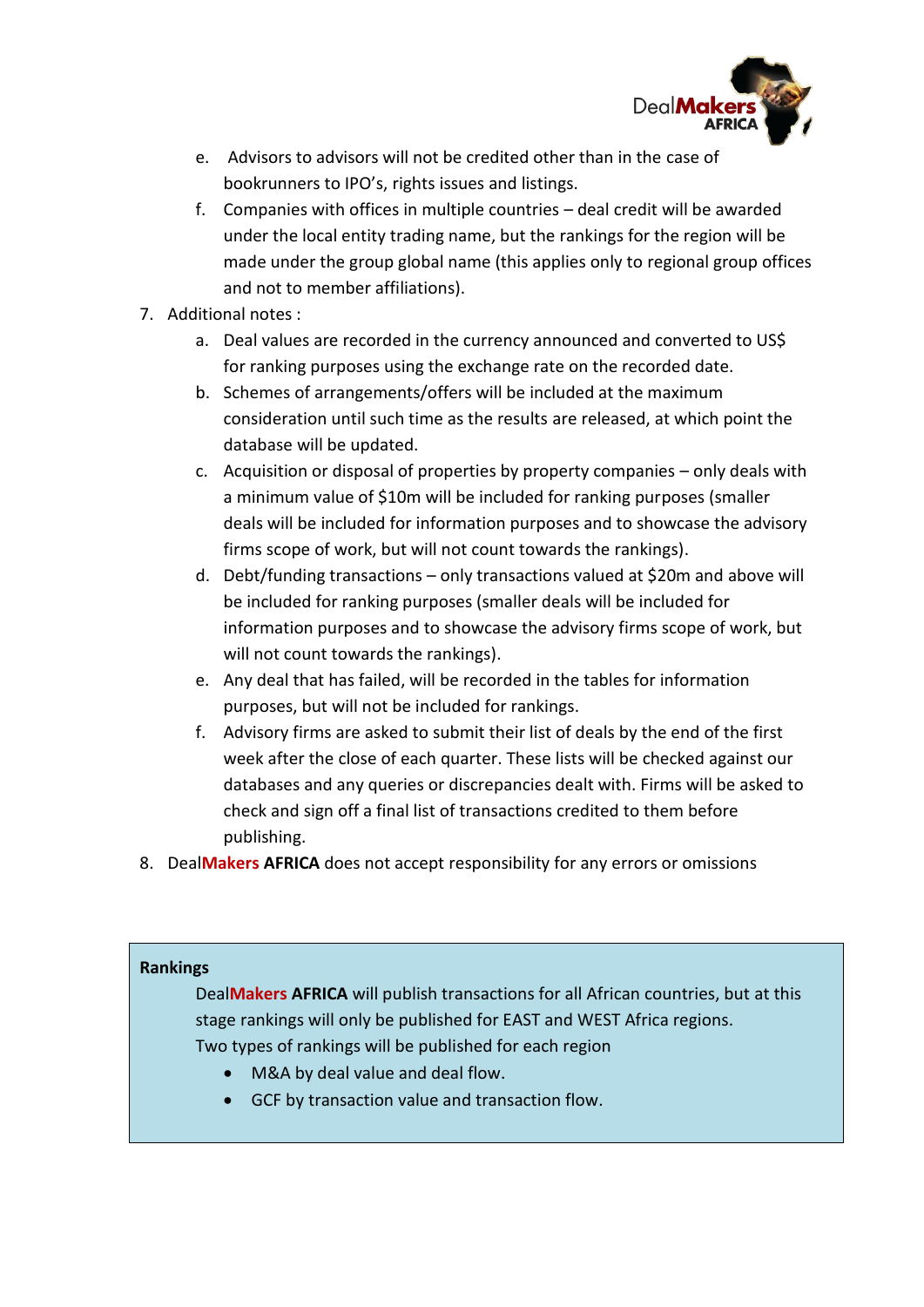e. Advisors to advisors will not be credited other than in the case of bookrunners to IPO's, rights issues and listings.
   f. Companies with offices in multiple countries – deal credit will be awarded under the local entity trading name, but the rankings for the region will be made under the group global name (this applies only to regional group offices and not to member affiliations).

7. Additional notes :
   a. Deal values are recorded in the currency announced and converted to US$ for ranking purposes using the exchange rate on the recorded date.
   b. Schemes of arrangements/offers will be included at the maximum consideration until such time as the results are released, at which point the database will be updated.
   c. Acquisition or disposal of properties by property companies – only deals with a minimum value of $10m will be included for ranking purposes (smaller deals will be included for information purposes and to showcase the advisory firms scope of work, but will not count towards the rankings).
   d. Debt/funding transactions – only transactions valued at $20m and above will be included for ranking purposes (smaller deals will be included for information purposes and to showcase the advisory firms scope of work, but will not count towards the rankings).
   e. Any deal that has failed, will be recorded in the tables for information purposes, but will not be included for rankings.
   f. Advisory firms are asked to submit their list of deals by the end of the first week after the close of each quarter. These lists will be checked against our databases and any queries or discrepancies dealt with. Firms will be asked to check and sign off a final list of transactions credited to them before publishing.

8. Deal**Makers** **AFRICA** does not accept responsibility for any errors or omissions

**Rankings**

Deal**Makers** **AFRICA** will publish transactions for all African countries, but at this stage rankings will only be published for EAST and WEST Africa regions.
Two types of rankings will be published for each region

- M&A by deal value and deal flow.
- GCF by transaction value and transaction flow.